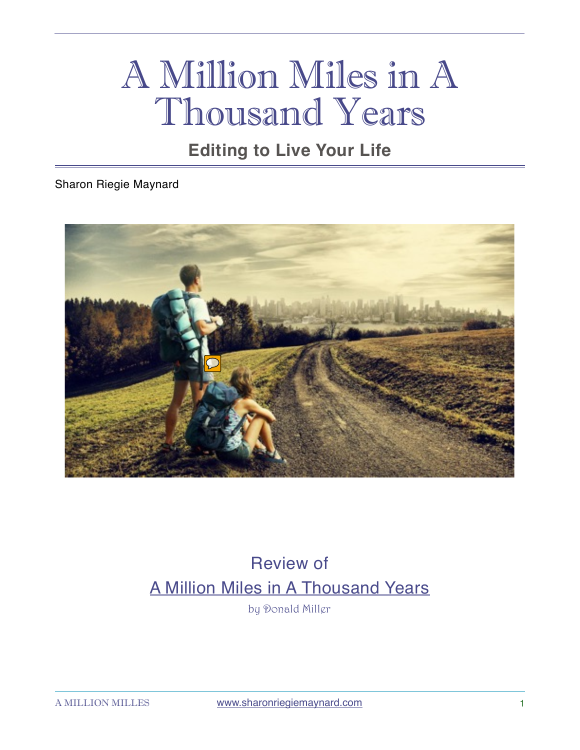# A Million Miles in A Thousand Years

## Editing to Live Your Life

Sharon Riegie Maynard

Review of

A Million Miles in A Thousand Years

by Donald Miller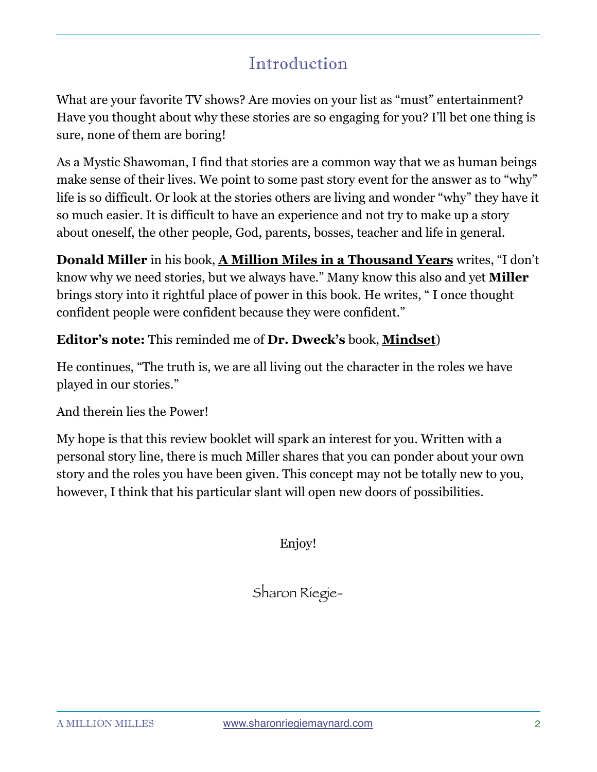# Introduction

What are your favorite TV shows? Are movies on your list as “must” entertainment? Have you thought about why these stories are so engaging for you? I’ll bet one thing is sure, none of them are boring!

As a Mystic Shawoman, I find that stories are a common way that we as human beings make sense of their lives. We point to some past story event for the answer as to “why” life is so difficult. Or look at the stories others are living and wonder “why” they have it so much easier. It is difficult to have an experience and not try to make up a story about oneself, the other people, God, parents, bosses, teacher and life in general.

**Donald Miller** in his book, **A Million Miles in a Thousand Years** writes, “I don’t know why we need stories, but we always have.” Many know this also and yet **Miller** brings story into it rightful place of power in this book. He writes, “ I once thought confident people were confident because they were confident.”

**Editor’s note:** This reminded me of **Dr. Dweck’s** book, **Mindset**)

He continues, “The truth is, we are all living out the character in the roles we have played in our stories.”

And therein lies the Power!

My hope is that this review booklet will spark an interest for you. Written with a personal story line, there is much Miller shares that you can ponder about your own story and the roles you have been given. This concept may not be totally new to you, however, I think that his particular slant will open new doors of possibilities.

Enjoy!

Sharon Riegie-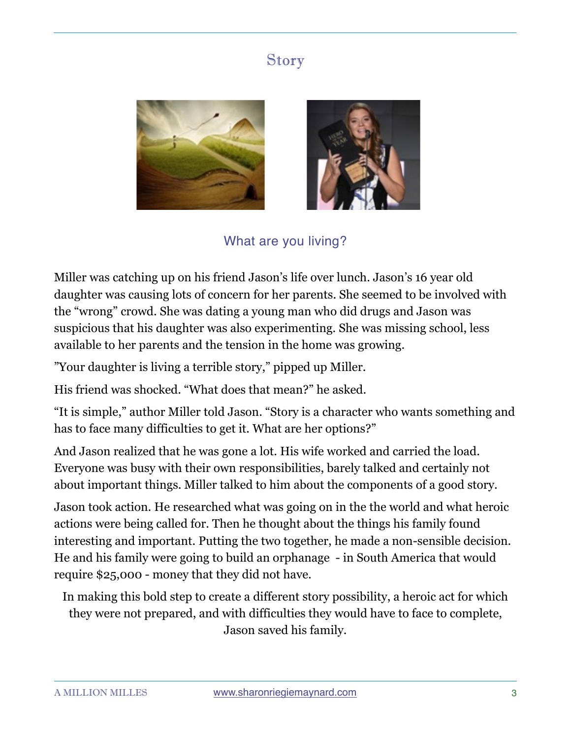# Story

## What are you living?

Miller was catching up on his friend Jason's life over lunch. Jason's 16 year old daughter was causing lots of concern for her parents. She seemed to be involved with the "wrong" crowd. She was dating a young man who did drugs and Jason was suspicious that his daughter was also experimenting. She was missing school, less available to her parents and the tension in the home was growing.

"Your daughter is living a terrible story," pipped up Miller.

His friend was shocked. "What does that mean?" he asked.

"It is simple," author Miller told Jason. "Story is a character who wants something and has to face many difficulties to get it. What are her options?"

And Jason realized that he was gone a lot. His wife worked and carried the load. Everyone was busy with their own responsibilities, barely talked and certainly not about important things. Miller talked to him about the components of a good story.

Jason took action. He researched what was going on in the the world and what heroic actions were being called for. Then he thought about the things his family found interesting and important. Putting the two together, he made a non-sensible decision. He and his family were going to build an orphanage - in South America that would require $25,000 - money that they did not have.

In making this bold step to create a different story possibility, a heroic act for which they were not prepared, and with difficulties they would have to face to complete, Jason saved his family.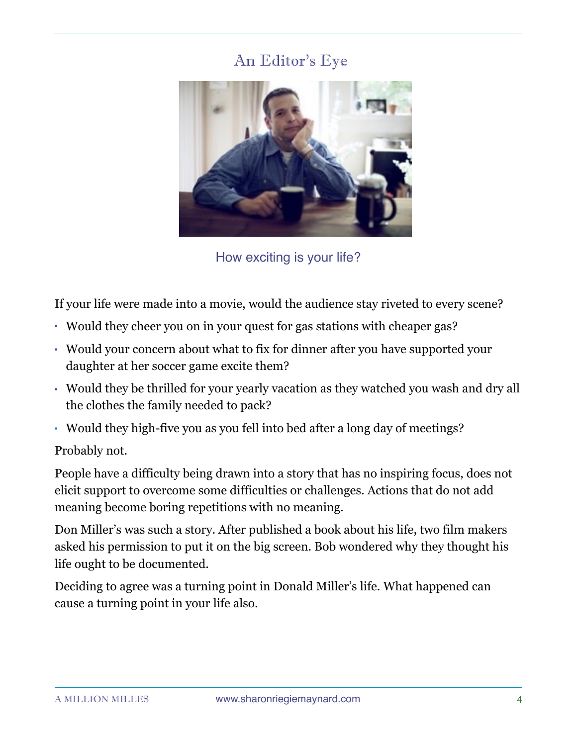## An Editor's Eye

How exciting is your life?

If your life were made into a movie, would the audience stay riveted to every scene?

- Would they cheer you on in your quest for gas stations with cheaper gas?
- Would your concern about what to fix for dinner after you have supported your daughter at her soccer game excite them?
- Would they be thrilled for your yearly vacation as they watched you wash and dry all the clothes the family needed to pack?
- Would they high-five you as you fell into bed after a long day of meetings?

Probably not.

People have a difficulty being drawn into a story that has no inspiring focus, does not elicit support to overcome some difficulties or challenges. Actions that do not add meaning become boring repetitions with no meaning.

Don Miller's was such a story. After published a book about his life, two film makers asked his permission to put it on the big screen. Bob wondered why they thought his life ought to be documented.

Deciding to agree was a turning point in Donald Miller's life. What happened can cause a turning point in your life also.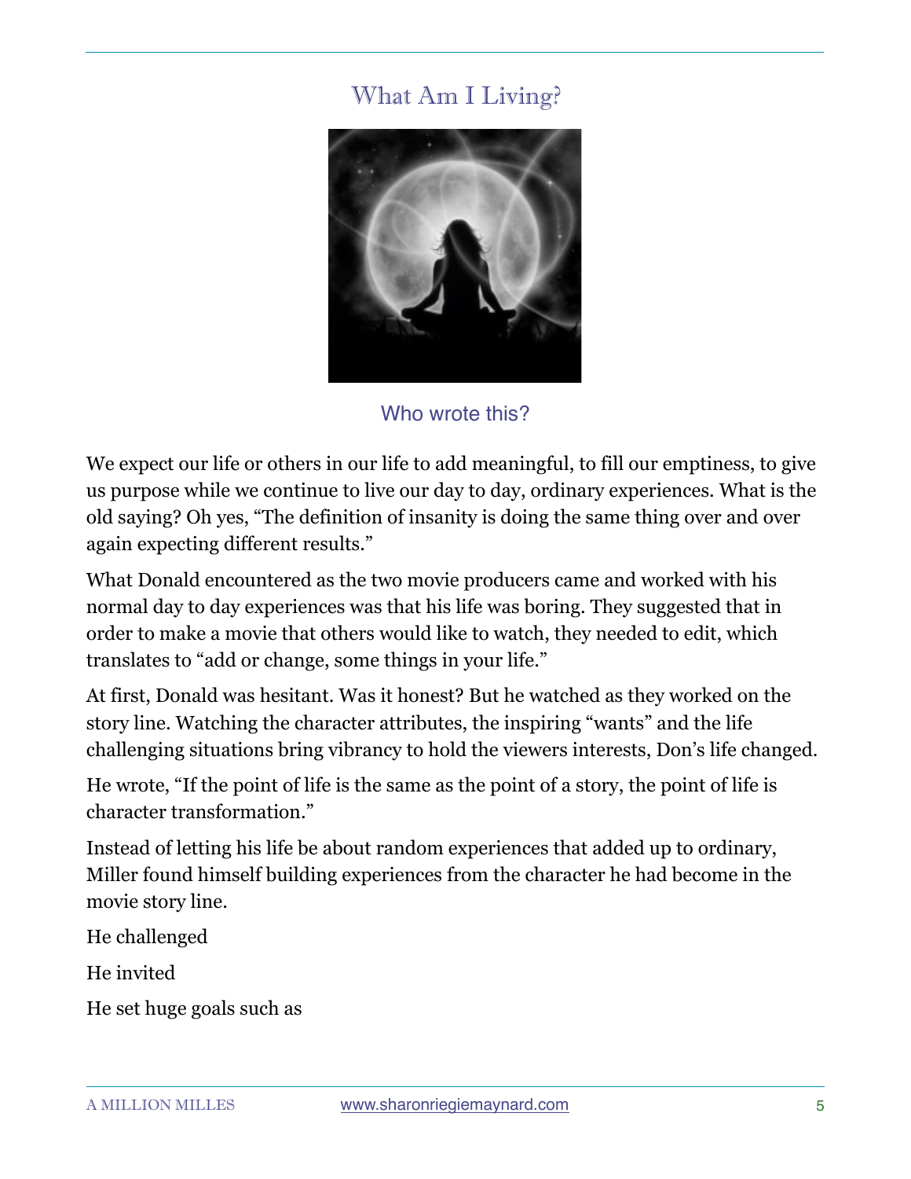# What Am I Living?

Who wrote this?

We expect our life or others in our life to add meaningful, to fill our emptiness, to give us purpose while we continue to live our day to day, ordinary experiences. What is the old saying? Oh yes, "The definition of insanity is doing the same thing over and over again expecting different results."

What Donald encountered as the two movie producers came and worked with his normal day to day experiences was that his life was boring. They suggested that in order to make a movie that others would like to watch, they needed to edit, which translates to "add or change, some things in your life."

At first, Donald was hesitant. Was it honest? But he watched as they worked on the story line. Watching the character attributes, the inspiring "wants" and the life challenging situations bring vibrancy to hold the viewers interests, Don's life changed.

He wrote, "If the point of life is the same as the point of a story, the point of life is character transformation."

Instead of letting his life be about random experiences that added up to ordinary, Miller found himself building experiences from the character he had become in the movie story line.

He challenged

He invited

He set huge goals such as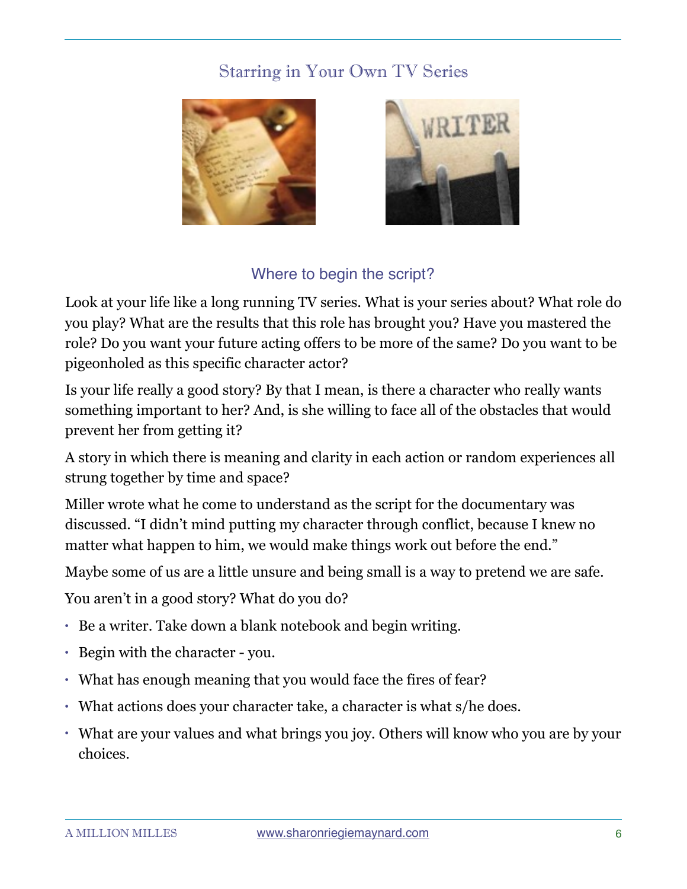## Starring in Your Own TV Series

### Where to begin the script?

Look at your life like a long running TV series. What is your series about? What role do you play? What are the results that this role has brought you? Have you mastered the role? Do you want your future acting offers to be more of the same? Do you want to be pigeonholed as this specific character actor?

Is your life really a good story? By that I mean, is there a character who really wants something important to her? And, is she willing to face all of the obstacles that would prevent her from getting it?

A story in which there is meaning and clarity in each action or random experiences all strung together by time and space?

Miller wrote what he come to understand as the script for the documentary was discussed. "I didn't mind putting my character through conflict, because I knew no matter what happen to him, we would make things work out before the end."

Maybe some of us are a little unsure and being small is a way to pretend we are safe.

You aren't in a good story? What do you do?

- Be a writer. Take down a blank notebook and begin writing.
- Begin with the character - you.
- What has enough meaning that you would face the fires of fear?
- What actions does your character take, a character is what s/he does.
- What are your values and what brings you joy. Others will know who you are by your choices.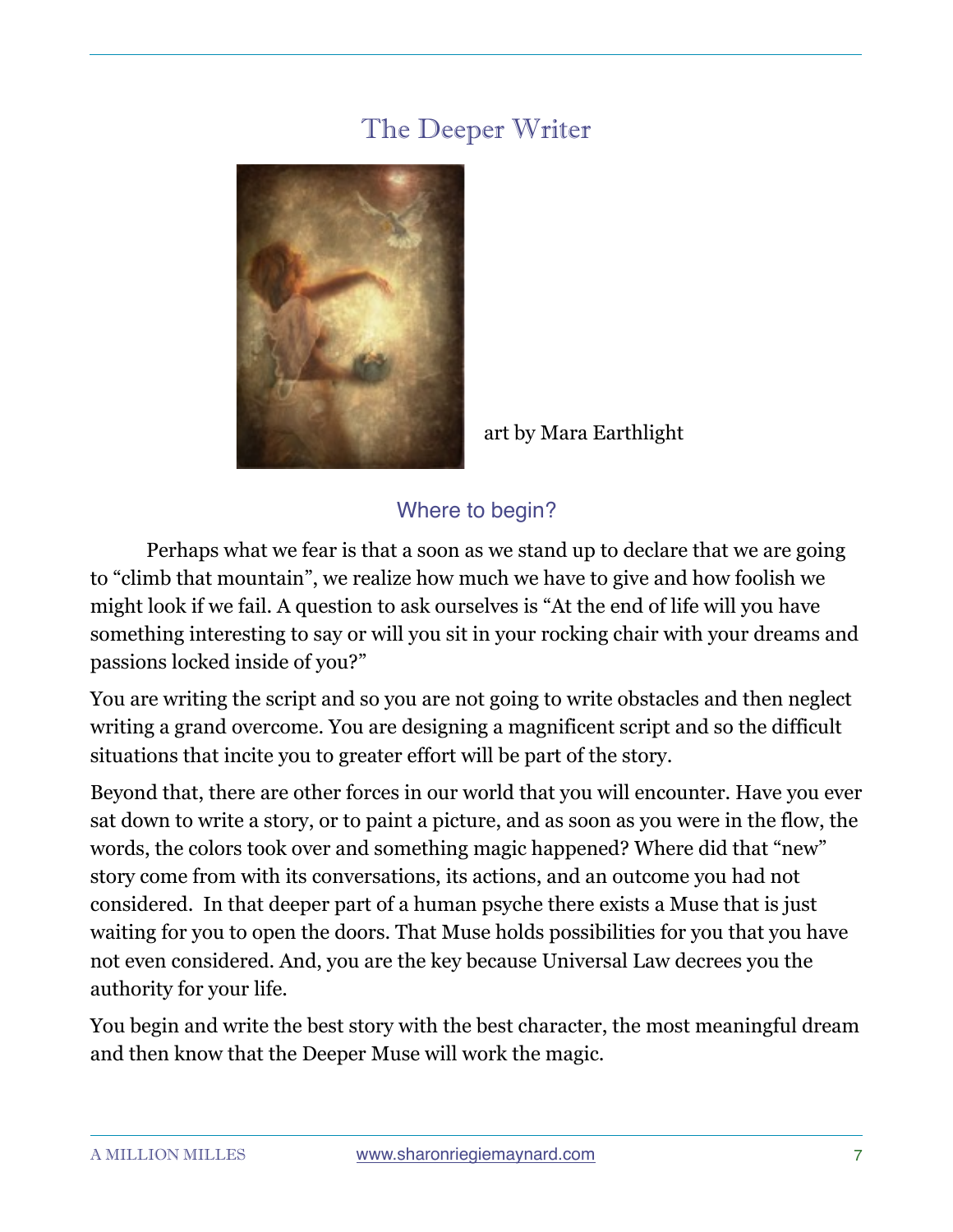# The Deeper Writer

art by Mara Earthlight

## Where to begin?

Perhaps what we fear is that a soon as we stand up to declare that we are going to "climb that mountain", we realize how much we have to give and how foolish we might look if we fail. A question to ask ourselves is "At the end of life will you have something interesting to say or will you sit in your rocking chair with your dreams and passions locked inside of you?"

You are writing the script and so you are not going to write obstacles and then neglect writing a grand overcome. You are designing a magnificent script and so the difficult situations that incite you to greater effort will be part of the story.

Beyond that, there are other forces in our world that you will encounter. Have you ever sat down to write a story, or to paint a picture, and as soon as you were in the flow, the words, the colors took over and something magic happened? Where did that "new" story come from with its conversations, its actions, and an outcome you had not considered.  In that deeper part of a human psyche there exists a Muse that is just waiting for you to open the doors. That Muse holds possibilities for you that you have not even considered. And, you are the key because Universal Law decrees you the authority for your life.

You begin and write the best story with the best character, the most meaningful dream and then know that the Deeper Muse will work the magic.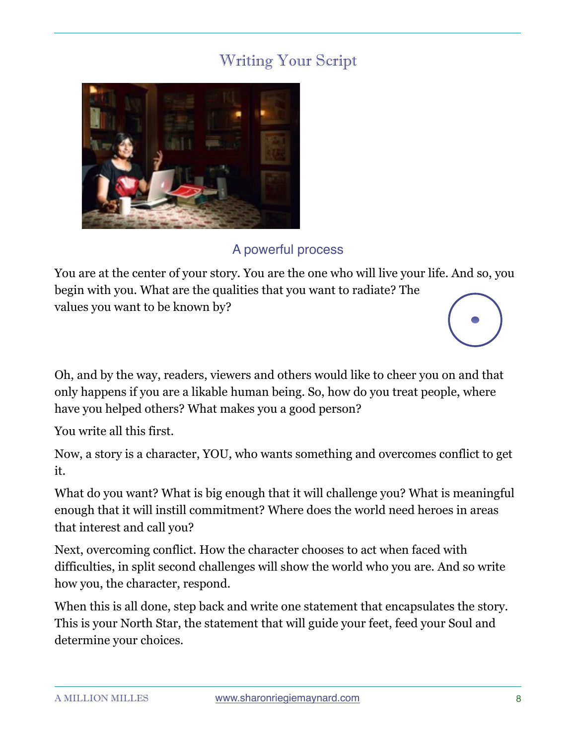# Writing Your Script

### A powerful process

You are at the center of your story. You are the one who will live your life. And so, you begin with you. What are the qualities that you want to radiate? The values you want to be known by?

Oh, and by the way, readers, viewers and others would like to cheer you on and that only happens if you are a likable human being. So, how do you treat people, where have you helped others? What makes you a good person?

You write all this first.

Now, a story is a character, YOU, who wants something and overcomes conflict to get it.

What do you want? What is big enough that it will challenge you? What is meaningful enough that it will instill commitment? Where does the world need heroes in areas that interest and call you?

Next, overcoming conflict. How the character chooses to act when faced with difficulties, in split second challenges will show the world who you are. And so write how you, the character, respond.

When this is all done, step back and write one statement that encapsulates the story. This is your North Star, the statement that will guide your feet, feed your Soul and determine your choices.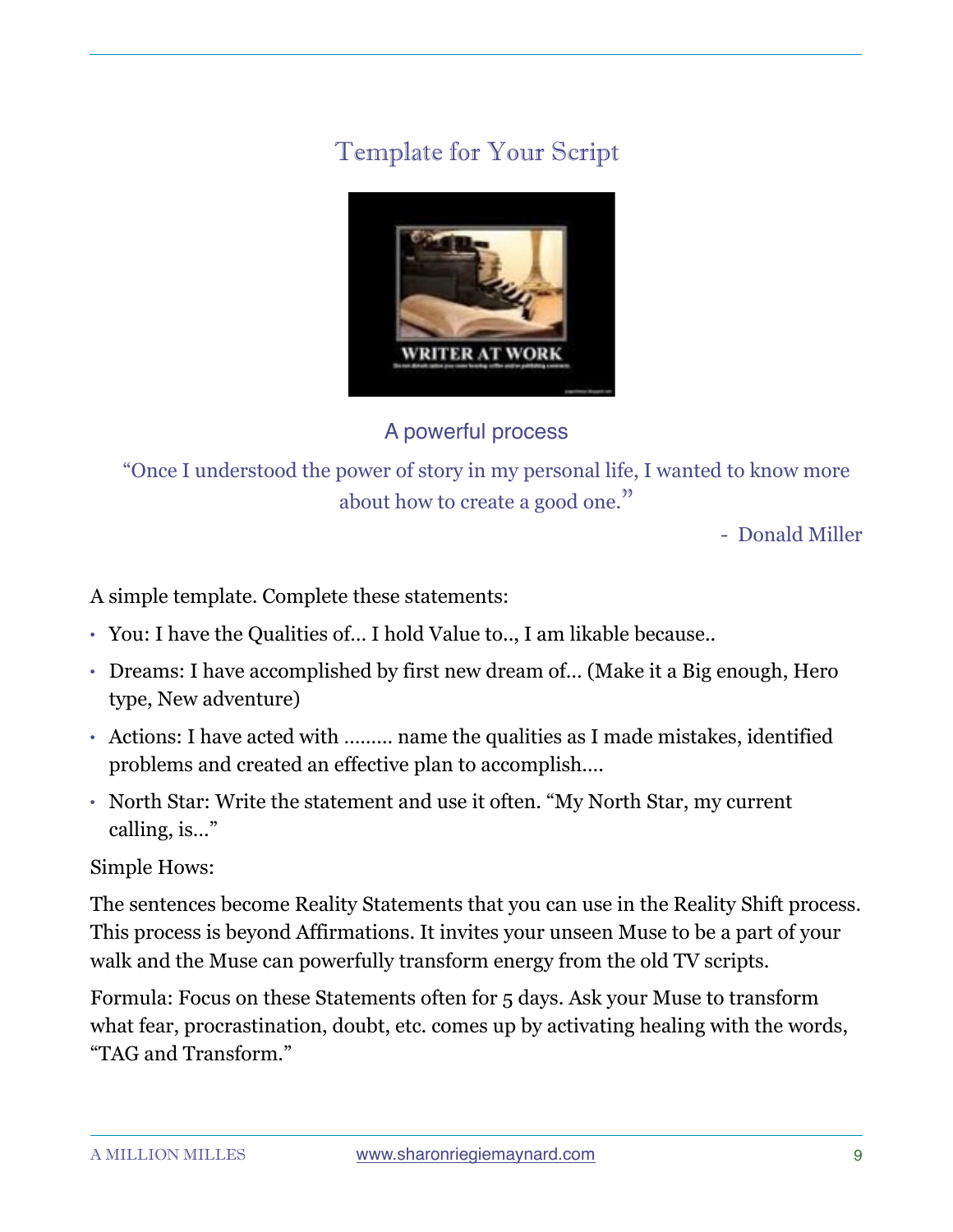## Template for Your Script

A powerful process

"Once I understood the power of story in my personal life, I wanted to know more about how to create a good one."

\- Donald Miller

A simple template. Complete these statements:

- You: I have the Qualities of… I hold Value to.., I am likable because..
- Dreams: I have accomplished by first new dream of… (Make it a Big enough, Hero type, New adventure)
- Actions: I have acted with ……… name the qualities as I made mistakes, identified problems and created an effective plan to accomplish….
- North Star: Write the statement and use it often. "My North Star, my current calling, is…"

Simple Hows:

The sentences become Reality Statements that you can use in the Reality Shift process. This process is beyond Affirmations. It invites your unseen Muse to be a part of your walk and the Muse can powerfully transform energy from the old TV scripts.

Formula: Focus on these Statements often for 5 days. Ask your Muse to transform what fear, procrastination, doubt, etc. comes up by activating healing with the words, "TAG and Transform."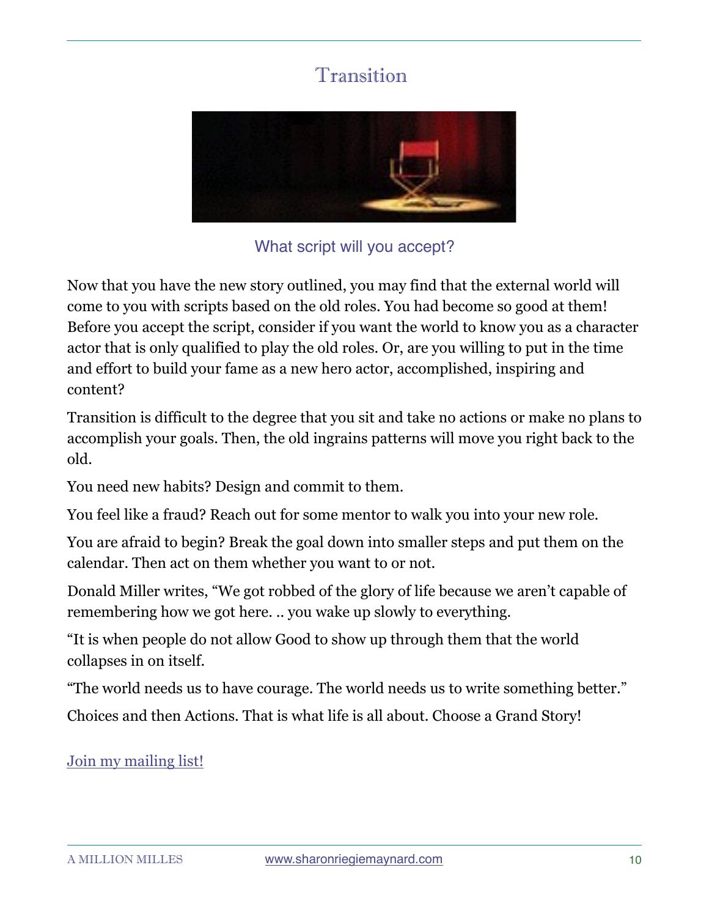# Transition

What script will you accept?

Now that you have the new story outlined, you may find that the external world will come to you with scripts based on the old roles. You had become so good at them! Before you accept the script, consider if you want the world to know you as a character actor that is only qualified to play the old roles. Or, are you willing to put in the time and effort to build your fame as a new hero actor, accomplished, inspiring and content?

Transition is difficult to the degree that you sit and take no actions or make no plans to accomplish your goals. Then, the old ingrains patterns will move you right back to the old.

You need new habits? Design and commit to them.

You feel like a fraud? Reach out for some mentor to walk you into your new role.

You are afraid to begin? Break the goal down into smaller steps and put them on the calendar. Then act on them whether you want to or not.

Donald Miller writes, “We got robbed of the glory of life because we aren’t capable of remembering how we got here. .. you wake up slowly to everything.

“It is when people do not allow Good to show up through them that the world collapses in on itself.

“The world needs us to have courage. The world needs us to write something better.”

Choices and then Actions. That is what life is all about. Choose a Grand Story!

[Join my mailing list!]